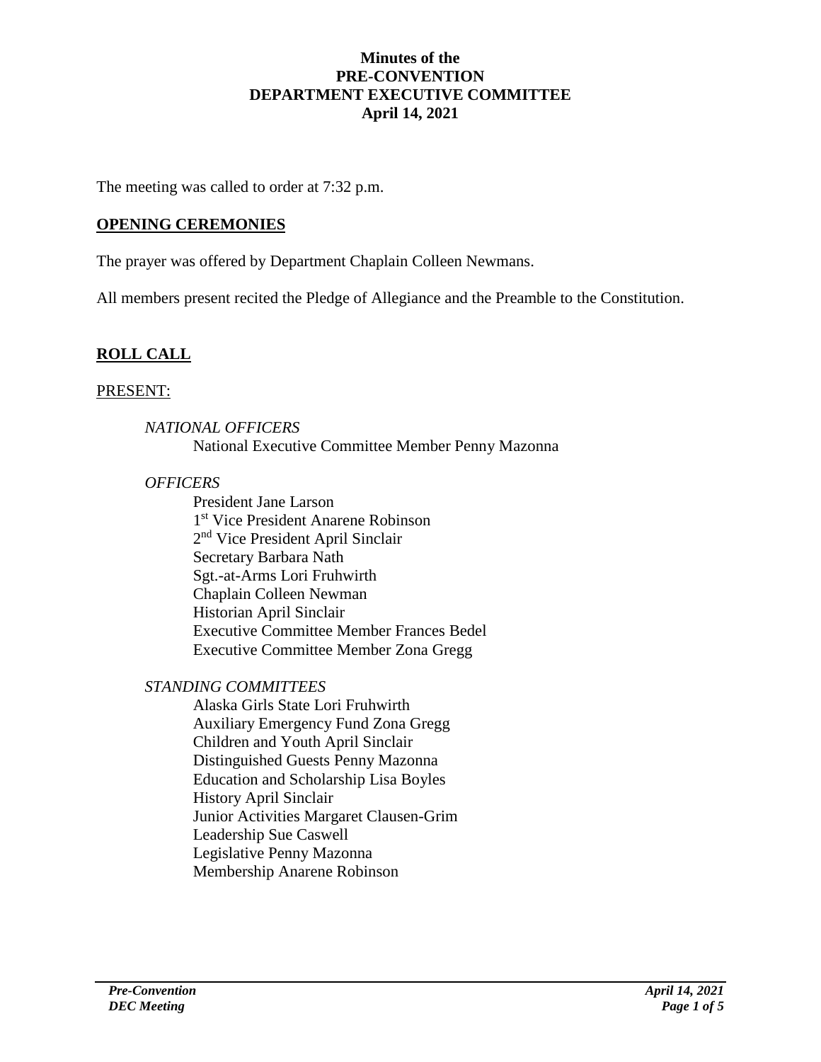**Minutes of the**
**PRE-CONVENTION**
**DEPARTMENT EXECUTIVE COMMITTEE**
**April 14, 2021**

The meeting was called to order at 7:32 p.m.

## OPENING CEREMONIES

The prayer was offered by Department Chaplain Colleen Newmans.

All members present recited the Pledge of Allegiance and the Preamble to the Constitution.

## ROLL CALL

PRESENT:

*NATIONAL OFFICERS*

National Executive Committee Member Penny Mazonna

*OFFICERS*

President Jane Larson
1st Vice President Anarene Robinson
2nd Vice President April Sinclair
Secretary Barbara Nath
Sgt.-at-Arms Lori Fruhwirth
Chaplain Colleen Newman
Historian April Sinclair
Executive Committee Member Frances Bedel
Executive Committee Member Zona Gregg

*STANDING COMMITTEES*

Alaska Girls State Lori Fruhwirth
Auxiliary Emergency Fund Zona Gregg
Children and Youth April Sinclair
Distinguished Guests Penny Mazonna
Education and Scholarship Lisa Boyles
History April Sinclair
Junior Activities Margaret Clausen-Grim
Leadership Sue Caswell
Legislative Penny Mazonna
Membership Anarene Robinson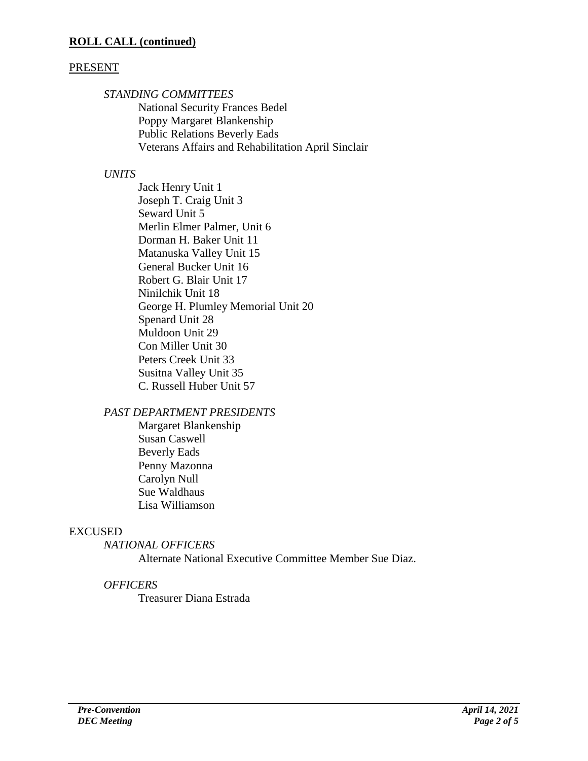**ROLL CALL (continued)**

PRESENT

*STANDING COMMITTEES*

National Security Frances Bedel
Poppy Margaret Blankenship
Public Relations Beverly Eads
Veterans Affairs and Rehabilitation April Sinclair

*UNITS*

Jack Henry Unit 1
Joseph T. Craig Unit 3
Seward Unit 5
Merlin Elmer Palmer, Unit 6
Dorman H. Baker Unit 11
Matanuska Valley Unit 15
General Bucker Unit 16
Robert G. Blair Unit 17
Ninilchik Unit 18
George H. Plumley Memorial Unit 20
Spenard Unit 28
Muldoon Unit 29
Con Miller Unit 30
Peters Creek Unit 33
Susitna Valley Unit 35
C. Russell Huber Unit 57

*PAST DEPARTMENT PRESIDENTS*

Margaret Blankenship
Susan Caswell
Beverly Eads
Penny Mazonna
Carolyn Null
Sue Waldhaus
Lisa Williamson

EXCUSED

*NATIONAL OFFICERS*

Alternate National Executive Committee Member Sue Diaz.

*OFFICERS*

Treasurer Diana Estrada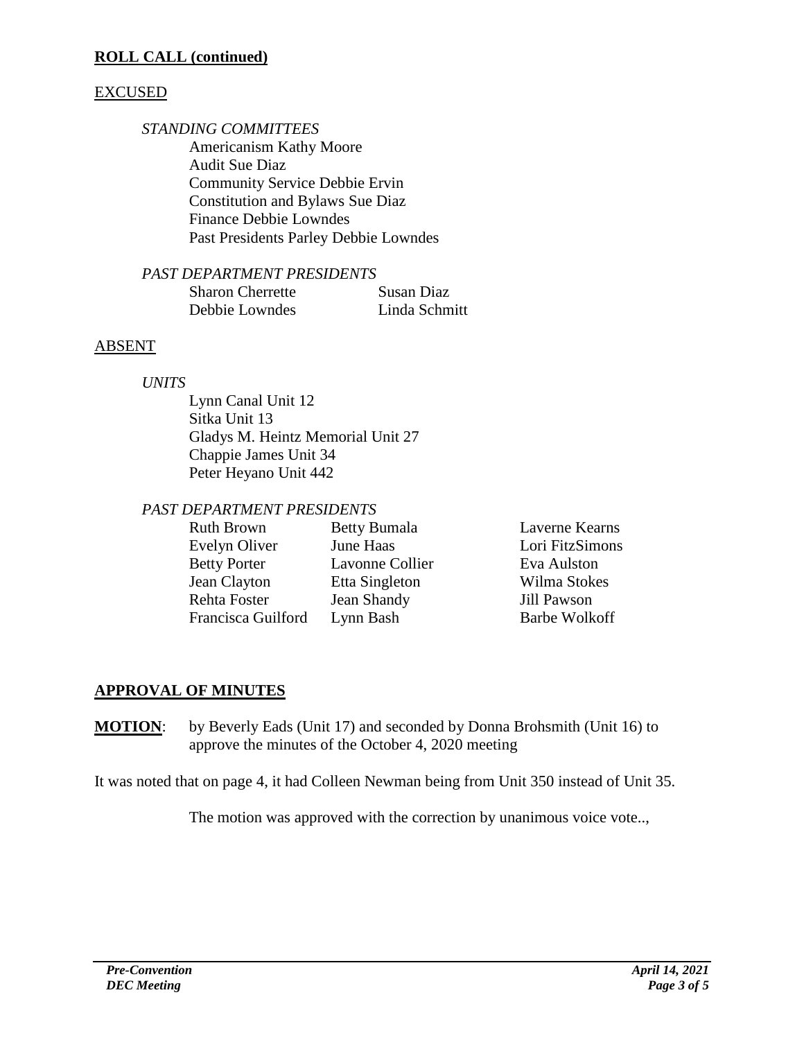## ROLL CALL (continued)

EXCUSED

*STANDING COMMITTEES*

Americanism Kathy Moore
Audit Sue Diaz
Community Service Debbie Ervin
Constitution and Bylaws Sue Diaz
Finance Debbie Lowndes
Past Presidents Parley Debbie Lowndes

*PAST DEPARTMENT PRESIDENTS*

| | |
|---|---|
| Sharon Cherrette | Susan Diaz |
| Debbie Lowndes | Linda Schmitt |

ABSENT

*UNITS*

Lynn Canal Unit 12
Sitka Unit 13
Gladys M. Heintz Memorial Unit 27
Chappie James Unit 34
Peter Heyano Unit 442

*PAST DEPARTMENT PRESIDENTS*

| | | |
|---|---|---|
| Ruth Brown | Betty Bumala | Laverne Kearns |
| Evelyn Oliver | June Haas | Lori FitzSimons |
| Betty Porter | Lavonne Collier | Eva Aulston |
| Jean Clayton | Etta Singleton | Wilma Stokes |
| Rehta Foster | Jean Shandy | Jill Pawson |
| Francisca Guilford | Lynn Bash | Barbe Wolkoff |

## APPROVAL OF MINUTES

**MOTION**: by Beverly Eads (Unit 17) and seconded by Donna Brohsmith (Unit 16) to approve the minutes of the October 4, 2020 meeting

It was noted that on page 4, it had Colleen Newman being from Unit 350 instead of Unit 35.

The motion was approved with the correction by unanimous voice vote..,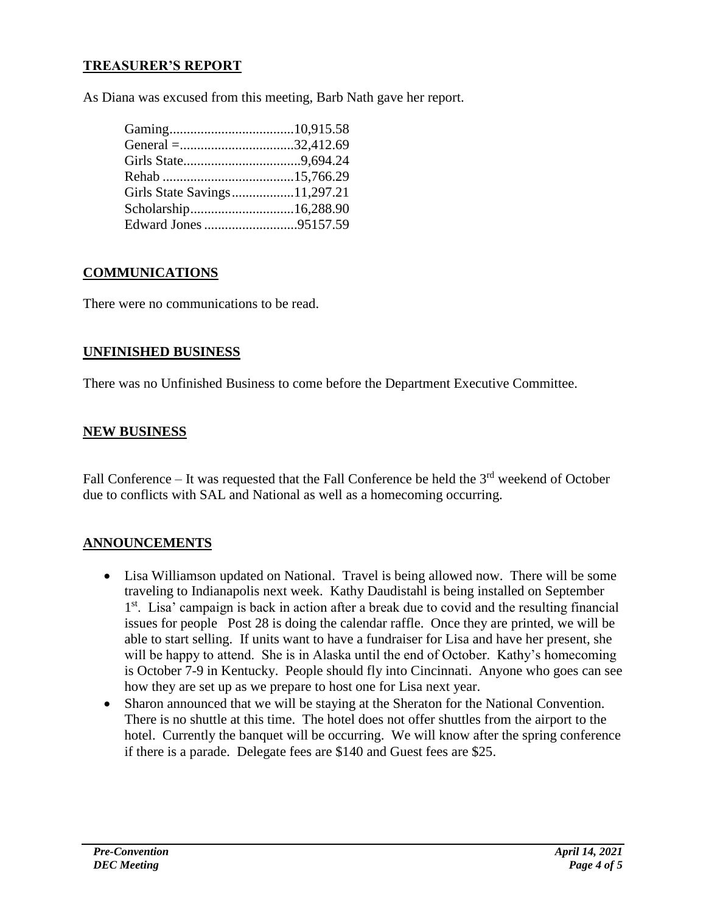## TREASURER'S REPORT

As Diana was excused from this meeting, Barb Nath gave her report.

Gaming....................................10,915.58
General =.................................32,412.69
Girls State..................................9,694.24
Rehab ......................................15,766.29
Girls State Savings..................11,297.21
Scholarship..............................16,288.90
Edward Jones ...........................95157.59

## COMMUNICATIONS

There were no communications to be read.

## UNFINISHED BUSINESS

There was no Unfinished Business to come before the Department Executive Committee.

## NEW BUSINESS

Fall Conference – It was requested that the Fall Conference be held the 3rd weekend of October due to conflicts with SAL and National as well as a homecoming occurring.

## ANNOUNCEMENTS

- Lisa Williamson updated on National. Travel is being allowed now. There will be some traveling to Indianapolis next week. Kathy Daudistahl is being installed on September 1st. Lisa' campaign is back in action after a break due to covid and the resulting financial issues for people Post 28 is doing the calendar raffle. Once they are printed, we will be able to start selling. If units want to have a fundraiser for Lisa and have her present, she will be happy to attend. She is in Alaska until the end of October. Kathy's homecoming is October 7-9 in Kentucky. People should fly into Cincinnati. Anyone who goes can see how they are set up as we prepare to host one for Lisa next year.
- Sharon announced that we will be staying at the Sheraton for the National Convention. There is no shuttle at this time. The hotel does not offer shuttles from the airport to the hotel. Currently the banquet will be occurring. We will know after the spring conference if there is a parade. Delegate fees are $140 and Guest fees are $25.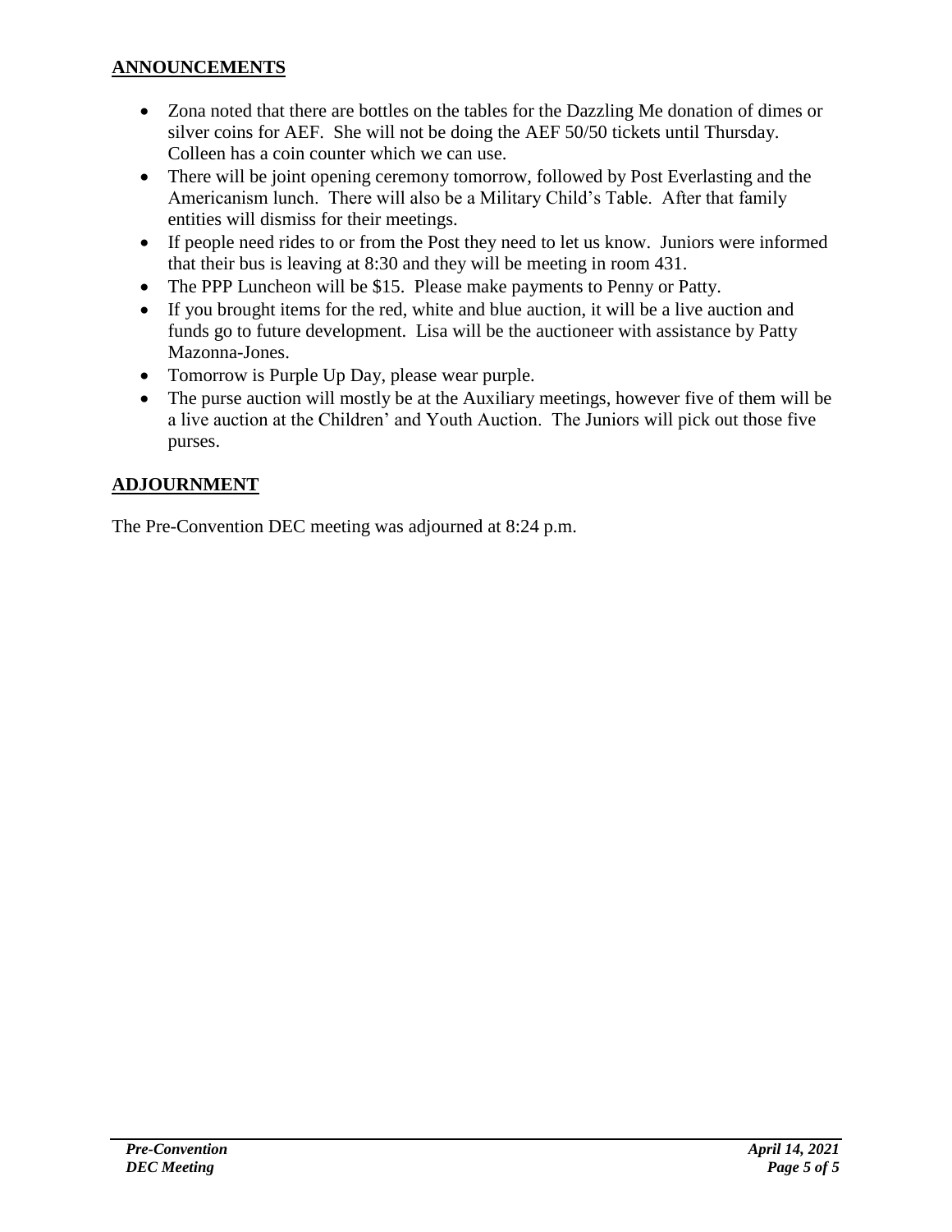## ANNOUNCEMENTS

- Zona noted that there are bottles on the tables for the Dazzling Me donation of dimes or silver coins for AEF. She will not be doing the AEF 50/50 tickets until Thursday. Colleen has a coin counter which we can use.
- There will be joint opening ceremony tomorrow, followed by Post Everlasting and the Americanism lunch. There will also be a Military Child's Table. After that family entities will dismiss for their meetings.
- If people need rides to or from the Post they need to let us know. Juniors were informed that their bus is leaving at 8:30 and they will be meeting in room 431.
- The PPP Luncheon will be $15. Please make payments to Penny or Patty.
- If you brought items for the red, white and blue auction, it will be a live auction and funds go to future development. Lisa will be the auctioneer with assistance by Patty Mazonna-Jones.
- Tomorrow is Purple Up Day, please wear purple.
- The purse auction will mostly be at the Auxiliary meetings, however five of them will be a live auction at the Children' and Youth Auction. The Juniors will pick out those five purses.

## ADJOURNMENT

The Pre-Convention DEC meeting was adjourned at 8:24 p.m.